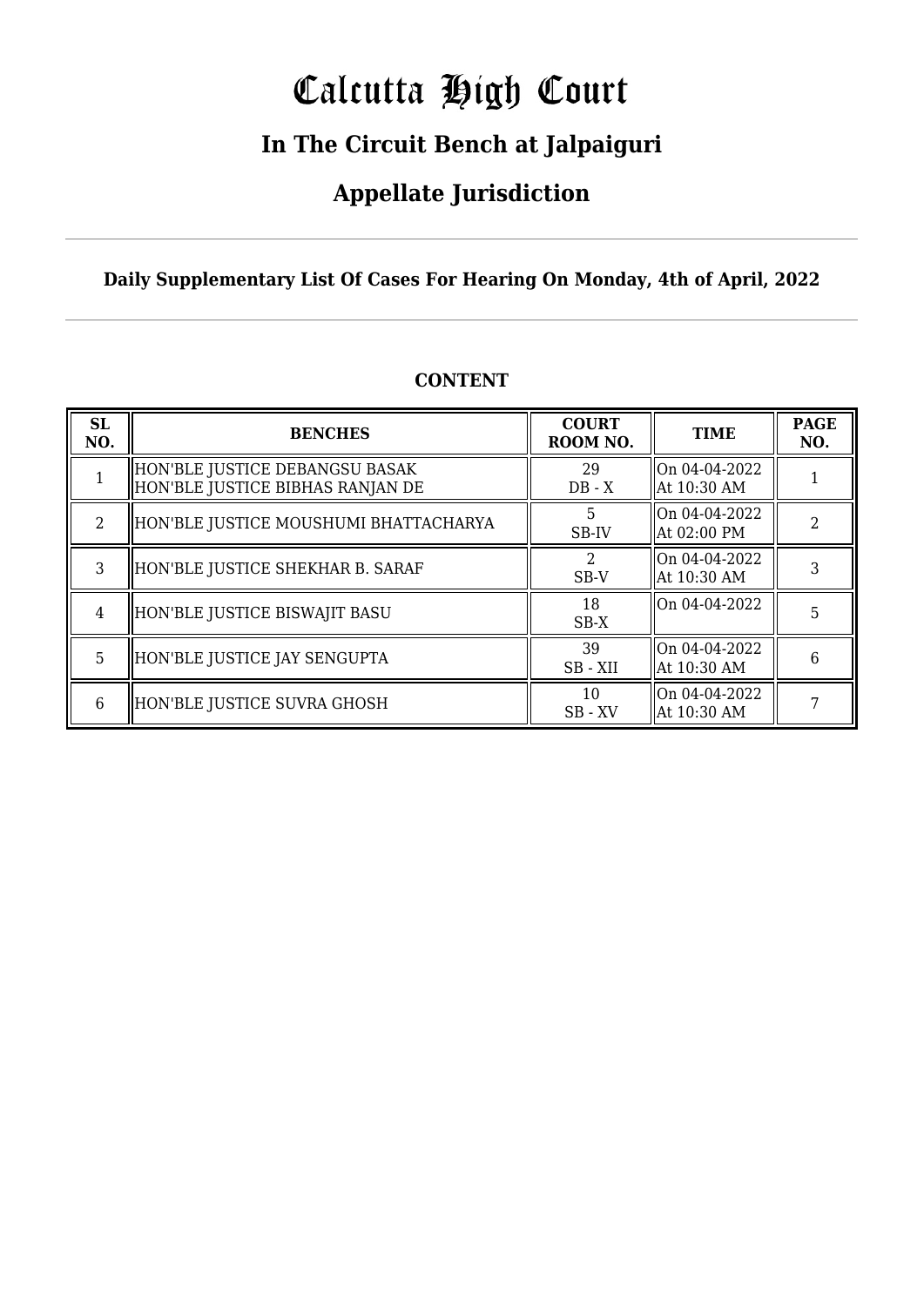# Calcutta High Court

## In The Circuit Bench at Jalpaiguri

## Appellate Jurisdiction

**Daily Supplementary List Of Cases For Hearing On Monday, 4th of April, 2022**

**CONTENT**

| SL NO. | BENCHES | COURT ROOM NO. | TIME | PAGE NO. |
|---|---|---|---|---|
| 1 | HON'BLE JUSTICE DEBANGSU BASAK<br>HON'BLE JUSTICE BIBHAS RANJAN DE | 29<br>DB - X | On 04-04-2022<br>At 10:30 AM | 1 |
| 2 | HON'BLE JUSTICE MOUSHUMI BHATTACHARYA | 5<br>SB-IV | On 04-04-2022<br>At 02:00 PM | 2 |
| 3 | HON'BLE JUSTICE SHEKHAR B. SARAF | 2<br>SB-V | On 04-04-2022<br>At 10:30 AM | 3 |
| 4 | HON'BLE JUSTICE BISWAJIT BASU | 18<br>SB-X | On 04-04-2022 | 5 |
| 5 | HON'BLE JUSTICE JAY SENGUPTA | 39<br>SB - XII | On 04-04-2022<br>At 10:30 AM | 6 |
| 6 | HON'BLE JUSTICE SUVRA GHOSH | 10<br>SB - XV | On 04-04-2022<br>At 10:30 AM | 7 |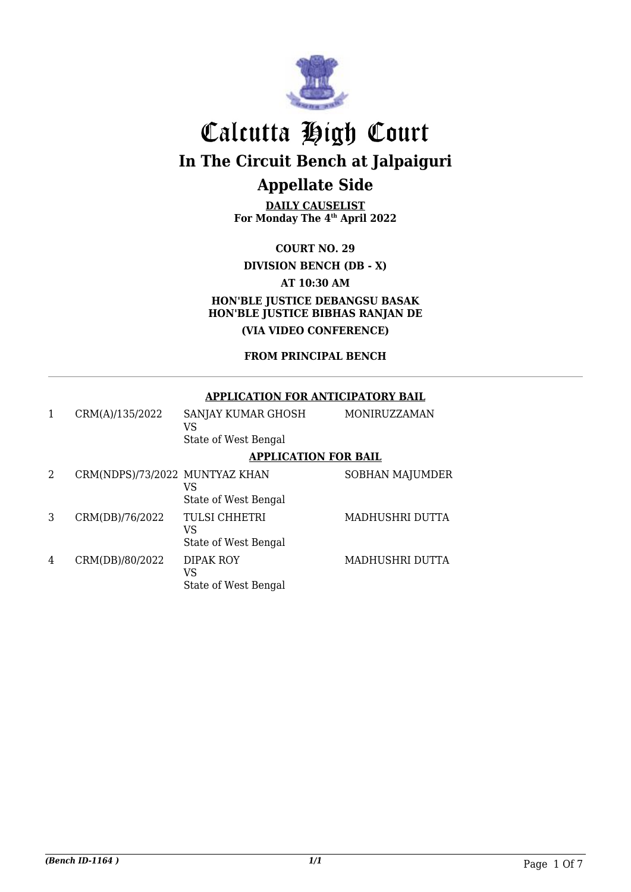# Calcutta High Court

## In The Circuit Bench at Jalpaiguri

## Appellate Side

**DAILY CAUSELIST**
**For Monday The 4th April 2022**

**COURT NO. 29**

**DIVISION BENCH (DB - X)**

**AT 10:30 AM**

**HON'BLE JUSTICE DEBANGSU BASAK**
**HON'BLE JUSTICE BIBHAS RANJAN DE**

**(VIA VIDEO CONFERENCE)**

**FROM PRINCIPAL BENCH**

---

**APPLICATION FOR ANTICIPATORY BAIL**

| | | | |
|---|---|---|---|
| 1 | CRM(A)/135/2022 | SANJAY KUMAR GHOSH<br>VS<br>State of West Bengal | MONIRUZZAMAN |

**APPLICATION FOR BAIL**

| | | | |
|---|---|---|---|
| 2 | CRM(NDPS)/73/2022 | MUNTYAZ KHAN<br>VS<br>State of West Bengal | SOBHAN MAJUMDER |
| 3 | CRM(DB)/76/2022 | TULSI CHHETRI<br>VS<br>State of West Bengal | MADHUSHRI DUTTA |
| 4 | CRM(DB)/80/2022 | DIPAK ROY<br>VS<br>State of West Bengal | MADHUSHRI DUTTA |

*(Bench ID-1164 )* 1/1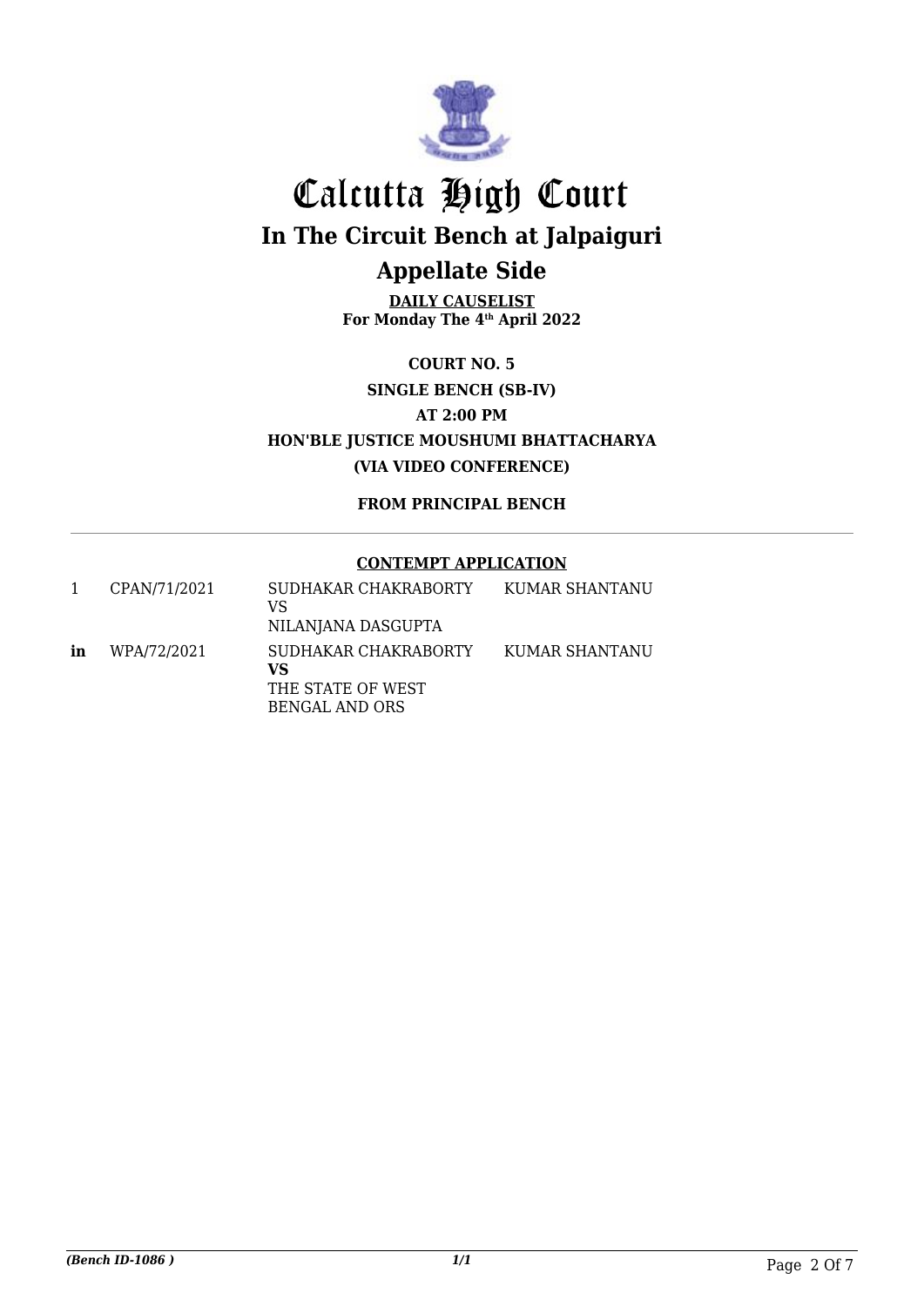# Calcutta High Court

## In The Circuit Bench at Jalpaiguri

## Appellate Side

**DAILY CAUSELIST**
**For Monday The 4th April 2022**

**COURT NO. 5**

**SINGLE BENCH (SB-IV)**

**AT 2:00 PM**

**HON'BLE JUSTICE MOUSHUMI BHATTACHARYA**

**(VIA VIDEO CONFERENCE)**

**FROM PRINCIPAL BENCH**

**CONTEMPT APPLICATION**

| | | | |
|---|---|---|---|
| 1 | CPAN/71/2021 | SUDHAKAR CHAKRABORTY<br>VS<br>NILANJANA DASGUPTA | KUMAR SHANTANU |
| **in** | WPA/72/2021 | SUDHAKAR CHAKRABORTY<br>**VS**<br>THE STATE OF WEST BENGAL AND ORS | KUMAR SHANTANU |

*(Bench ID-1086 )* 1/1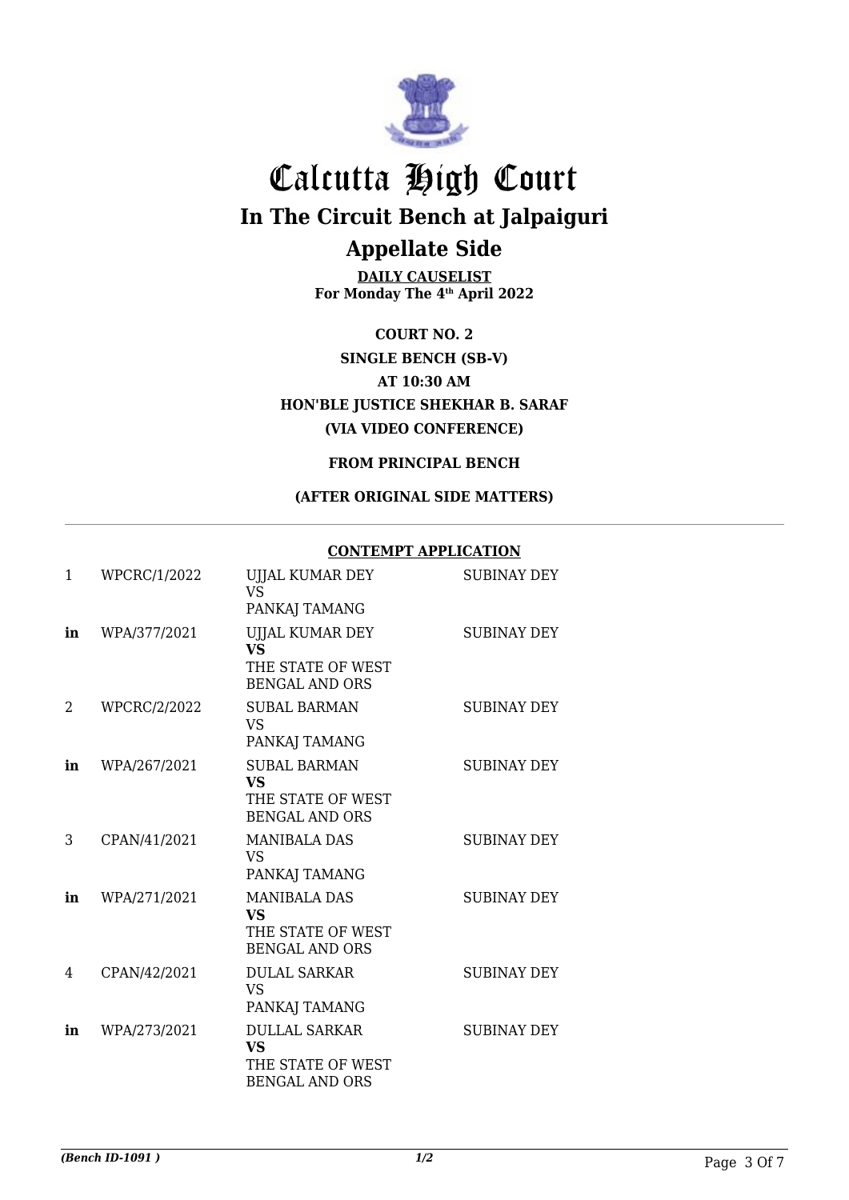# Calcutta High Court

## In The Circuit Bench at Jalpaiguri

## Appellate Side

**DAILY CAUSELIST**
**For Monday The 4th April 2022**

**COURT NO. 2**

**SINGLE BENCH (SB-V)**

**AT 10:30 AM**

**HON'BLE JUSTICE SHEKHAR B. SARAF**

**(VIA VIDEO CONFERENCE)**

**FROM PRINCIPAL BENCH**

**(AFTER ORIGINAL SIDE MATTERS)**

**CONTEMPT APPLICATION**

| | | | |
|---|---|---|---|
| 1 | WPCRC/1/2022 | UJJAL KUMAR DEY<br>VS<br>PANKAJ TAMANG | SUBINAY DEY |
| **in** | WPA/377/2021 | UJJAL KUMAR DEY<br>**VS**<br>THE STATE OF WEST BENGAL AND ORS | SUBINAY DEY |
| 2 | WPCRC/2/2022 | SUBAL BARMAN<br>VS<br>PANKAJ TAMANG | SUBINAY DEY |
| **in** | WPA/267/2021 | SUBAL BARMAN<br>**VS**<br>THE STATE OF WEST BENGAL AND ORS | SUBINAY DEY |
| 3 | CPAN/41/2021 | MANIBALA DAS<br>VS<br>PANKAJ TAMANG | SUBINAY DEY |
| **in** | WPA/271/2021 | MANIBALA DAS<br>**VS**<br>THE STATE OF WEST BENGAL AND ORS | SUBINAY DEY |
| 4 | CPAN/42/2021 | DULAL SARKAR<br>VS<br>PANKAJ TAMANG | SUBINAY DEY |
| **in** | WPA/273/2021 | DULLAL SARKAR<br>**VS**<br>THE STATE OF WEST BENGAL AND ORS | SUBINAY DEY |

*(Bench ID-1091 )* *1/2*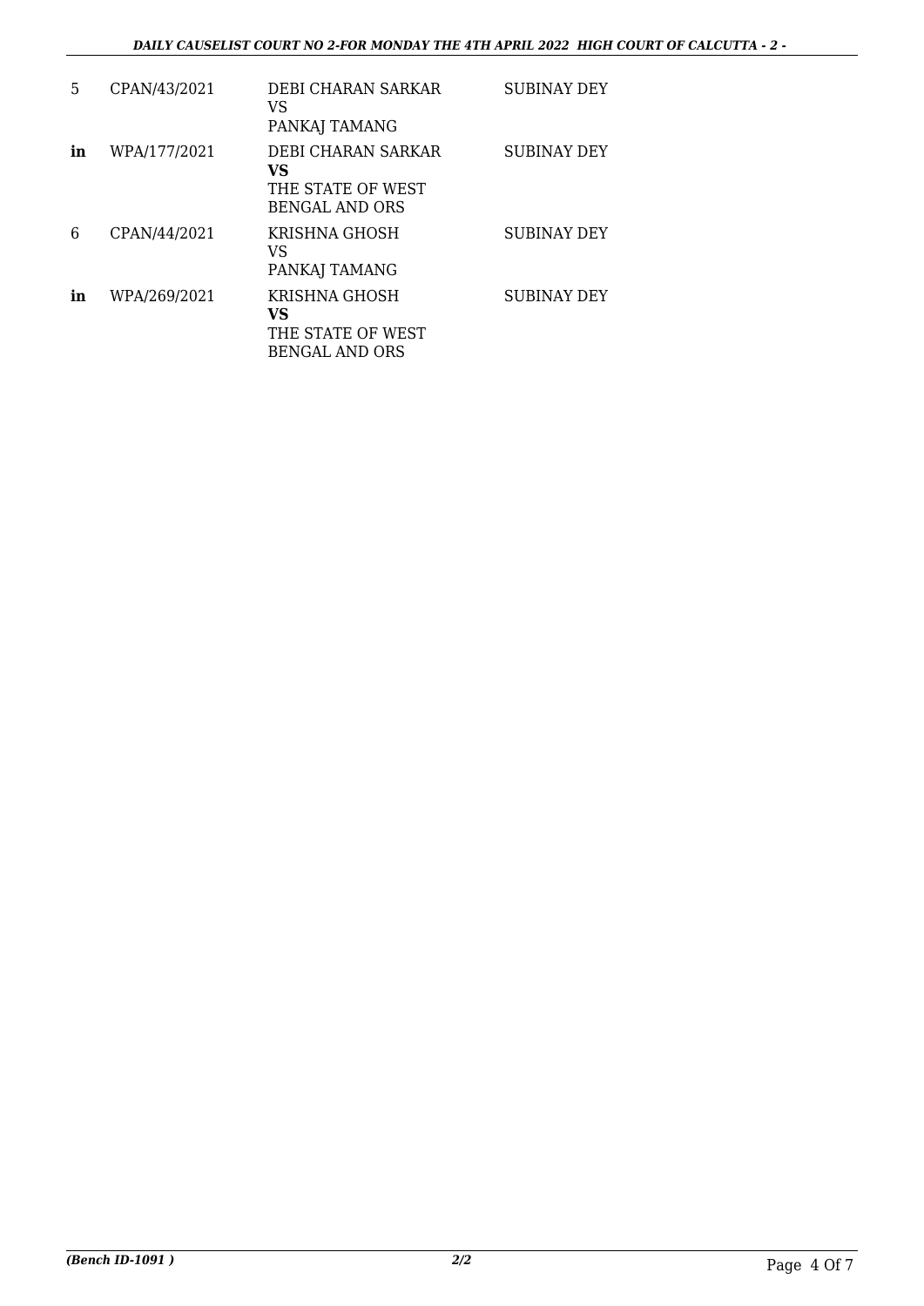| | | | |
|---|---|---|---|
| 5 | CPAN/43/2021 | DEBI CHARAN SARKAR<br>VS<br>PANKAJ TAMANG | SUBINAY DEY |
| **in** | WPA/177/2021 | DEBI CHARAN SARKAR<br>**VS**<br>THE STATE OF WEST BENGAL AND ORS | SUBINAY DEY |
| 6 | CPAN/44/2021 | KRISHNA GHOSH<br>VS<br>PANKAJ TAMANG | SUBINAY DEY |
| **in** | WPA/269/2021 | KRISHNA GHOSH<br>**VS**<br>THE STATE OF WEST BENGAL AND ORS | SUBINAY DEY |

*(Bench ID-1091 )* ***2/2***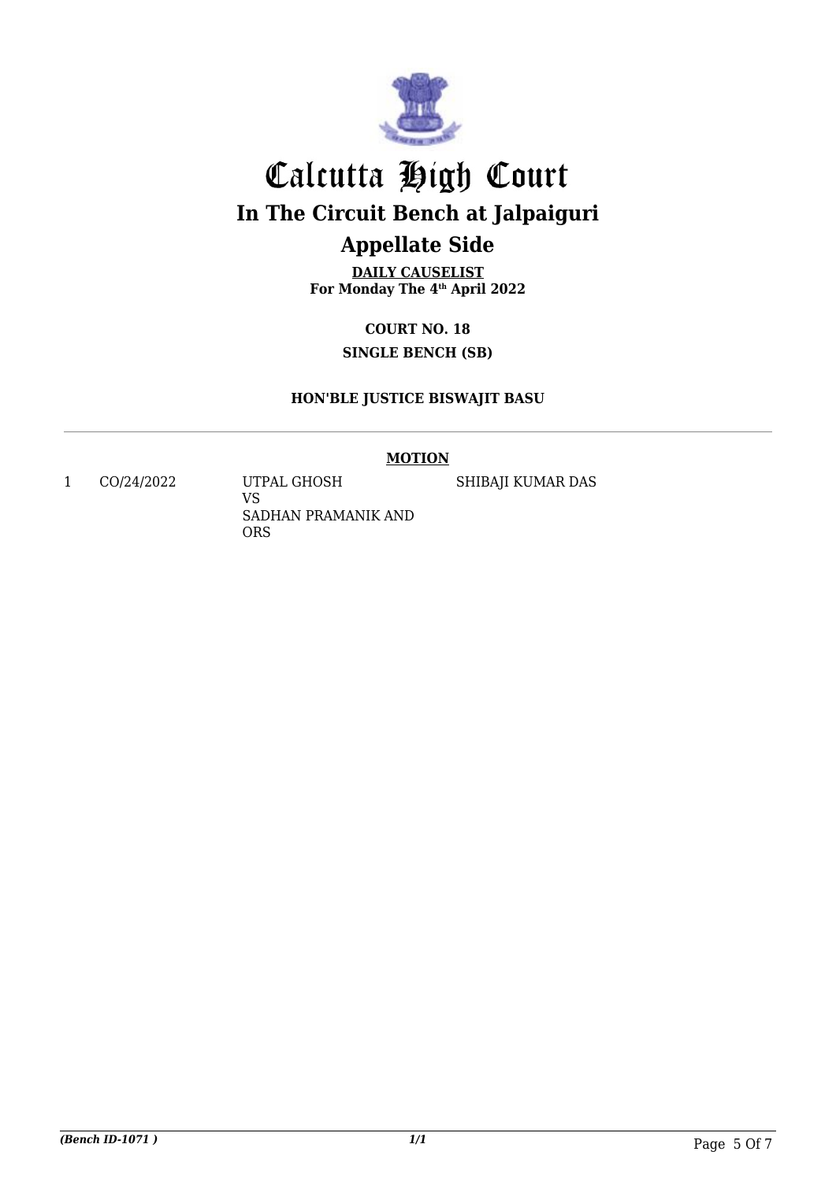# Calcutta High Court

## In The Circuit Bench at Jalpaiguri

## Appellate Side

**DAILY CAUSELIST**
**For Monday The 4th April 2022**

**COURT NO. 18**

**SINGLE BENCH (SB)**

**HON'BLE JUSTICE BISWAJIT BASU**

---

**MOTION**

| | | | |
|---|---|---|---|
| 1 | CO/24/2022 | UTPAL GHOSH<br>VS<br>SADHAN PRAMANIK AND ORS | SHIBAJI KUMAR DAS |

*(Bench ID-1071 )* *1/1*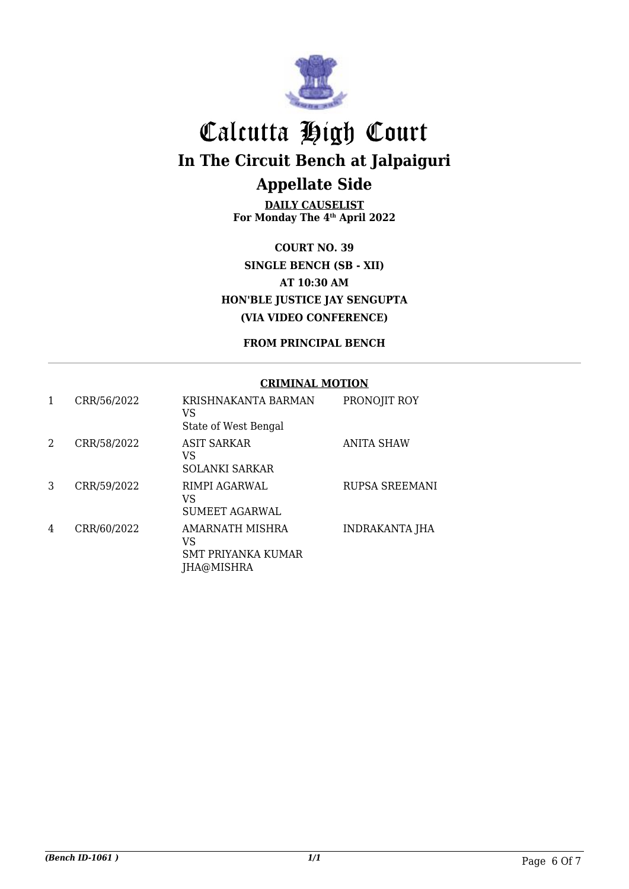# Calcutta High Court

## In The Circuit Bench at Jalpaiguri

## Appellate Side

**DAILY CAUSELIST**
**For Monday The 4th April 2022**

**COURT NO. 39**
**SINGLE BENCH (SB - XII)**
**AT 10:30 AM**
**HON'BLE JUSTICE JAY SENGUPTA**
**(VIA VIDEO CONFERENCE)**

**FROM PRINCIPAL BENCH**

**CRIMINAL MOTION**

| | | | |
|---|---|---|---|
| 1 | CRR/56/2022 | KRISHNAKANTA BARMAN<br>VS<br>State of West Bengal | PRONOJIT ROY |
| 2 | CRR/58/2022 | ASIT SARKAR<br>VS<br>SOLANKI SARKAR | ANITA SHAW |
| 3 | CRR/59/2022 | RIMPI AGARWAL<br>VS<br>SUMEET AGARWAL | RUPSA SREEMANI |
| 4 | CRR/60/2022 | AMARNATH MISHRA<br>VS<br>SMT PRIYANKA KUMAR JHA@MISHRA | INDRAKANTA JHA |

*(Bench ID-1061 )*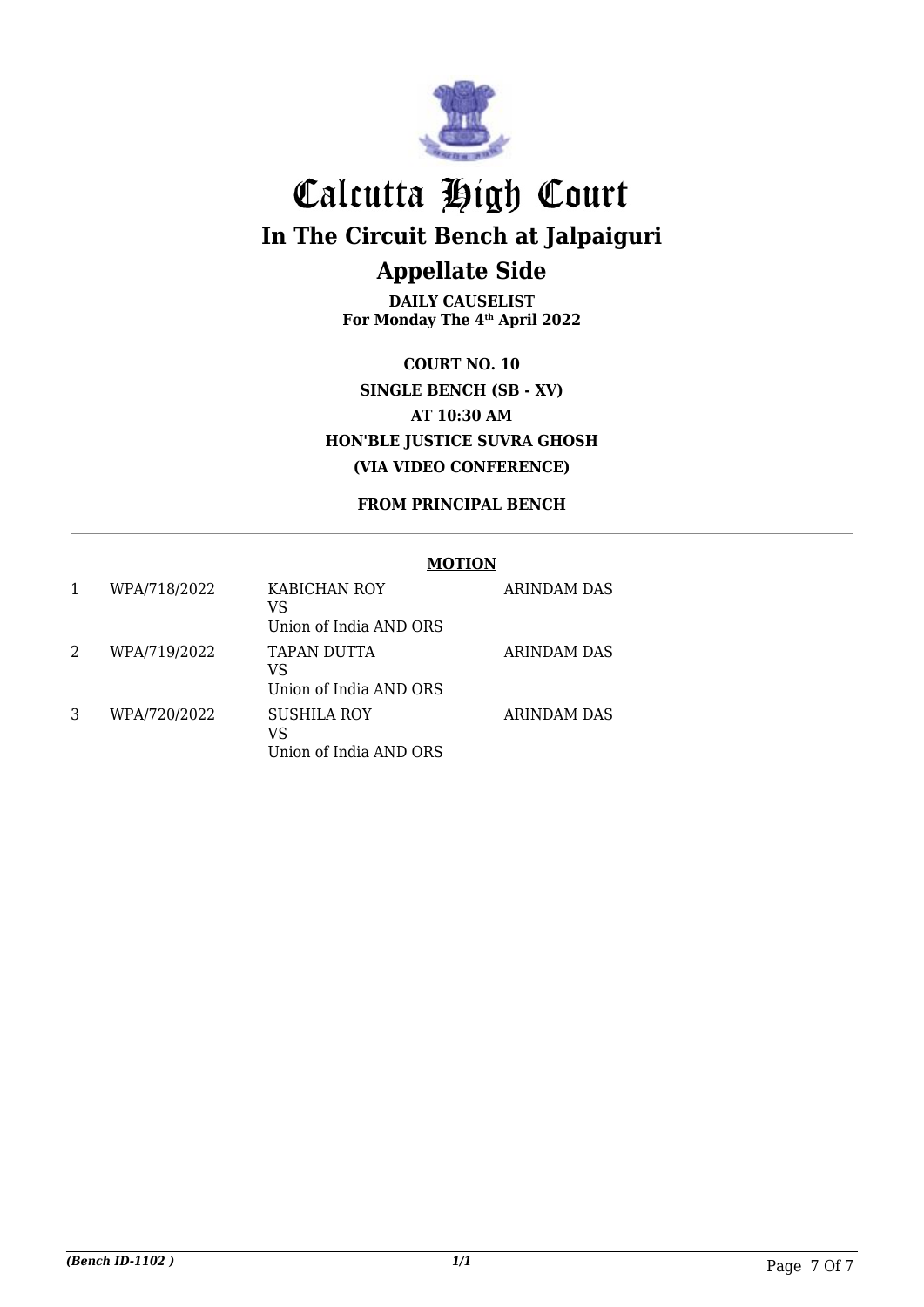# Calcutta High Court

## In The Circuit Bench at Jalpaiguri

## Appellate Side

**DAILY CAUSELIST**
**For Monday The 4th April 2022**

**COURT NO. 10**
**SINGLE BENCH (SB - XV)**
**AT 10:30 AM**
**HON'BLE JUSTICE SUVRA GHOSH**
**(VIA VIDEO CONFERENCE)**

**FROM PRINCIPAL BENCH**

**MOTION**

| | | | |
|---|---|---|---|
| 1 | WPA/718/2022 | KABICHAN ROY<br>VS<br>Union of India AND ORS | ARINDAM DAS |
| 2 | WPA/719/2022 | TAPAN DUTTA<br>VS<br>Union of India AND ORS | ARINDAM DAS |
| 3 | WPA/720/2022 | SUSHILA ROY<br>VS<br>Union of India AND ORS | ARINDAM DAS |

*(Bench ID-1102 )* *1/1*